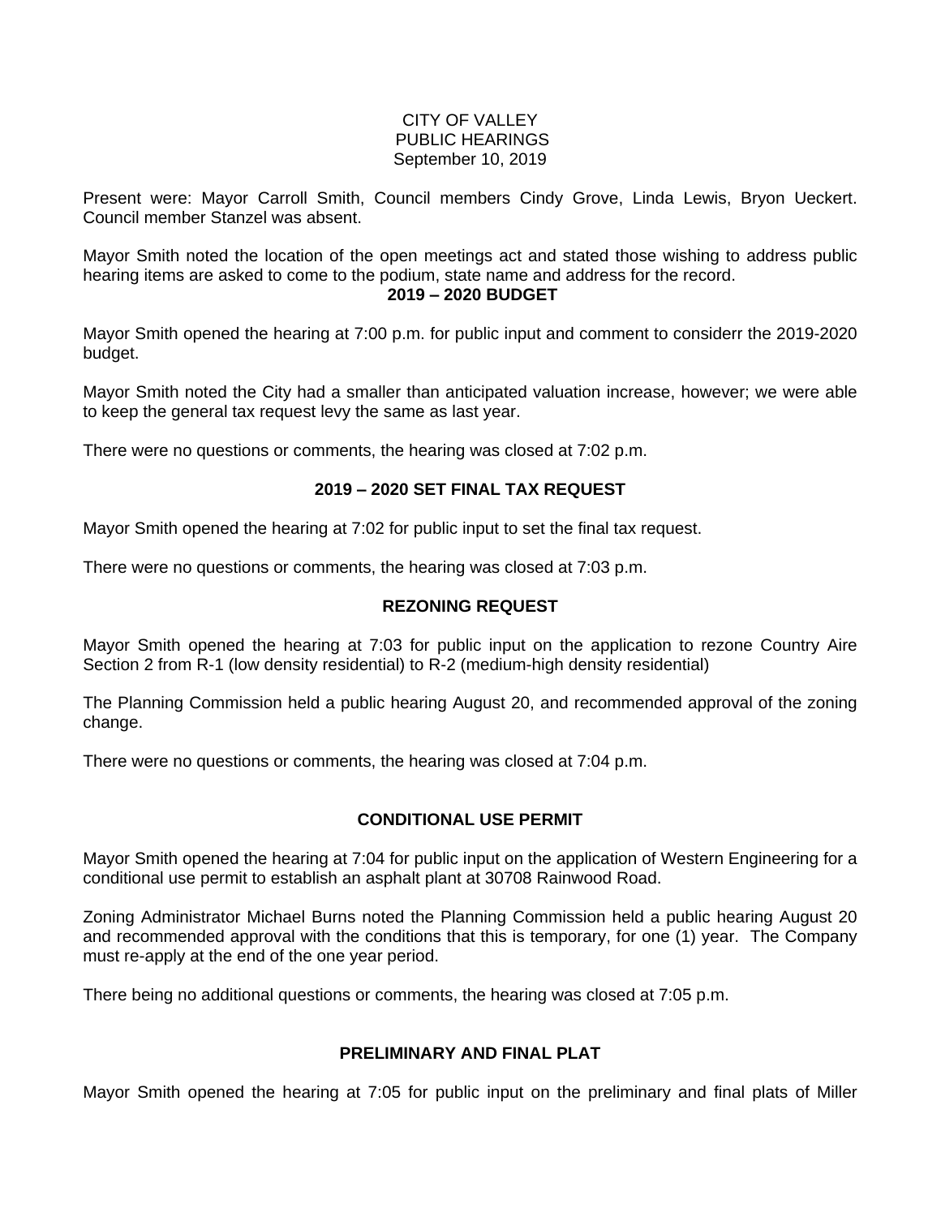# CITY OF VALLEY
## PUBLIC HEARINGS
### September 10, 2019

Present were: Mayor Carroll Smith, Council members Cindy Grove, Linda Lewis, Bryon Ueckert. Council member Stanzel was absent.

Mayor Smith noted the location of the open meetings act and stated those wishing to address public hearing items are asked to come to the podium, state name and address for the record.

**2019 – 2020 BUDGET**

Mayor Smith opened the hearing at 7:00 p.m. for public input and comment to considerr the 2019-2020 budget.

Mayor Smith noted the City had a smaller than anticipated valuation increase, however; we were able to keep the general tax request levy the same as last year.

There were no questions or comments, the hearing was closed at 7:02 p.m.

**2019 – 2020 SET FINAL TAX REQUEST**

Mayor Smith opened the hearing at 7:02 for public input to set the final tax request.

There were no questions or comments, the hearing was closed at 7:03 p.m.

**REZONING REQUEST**

Mayor Smith opened the hearing at 7:03 for public input on the application to rezone Country Aire Section 2 from R-1 (low density residential) to R-2 (medium-high density residential)

The Planning Commission held a public hearing August 20, and recommended approval of the zoning change.

There were no questions or comments, the hearing was closed at 7:04 p.m.

**CONDITIONAL USE PERMIT**

Mayor Smith opened the hearing at 7:04 for public input on the application of Western Engineering for a conditional use permit to establish an asphalt plant at 30708 Rainwood Road.

Zoning Administrator Michael Burns noted the Planning Commission held a public hearing August 20 and recommended approval with the conditions that this is temporary, for one (1) year. The Company must re-apply at the end of the one year period.

There being no additional questions or comments, the hearing was closed at 7:05 p.m.

**PRELIMINARY AND FINAL PLAT**

Mayor Smith opened the hearing at 7:05 for public input on the preliminary and final plats of Miller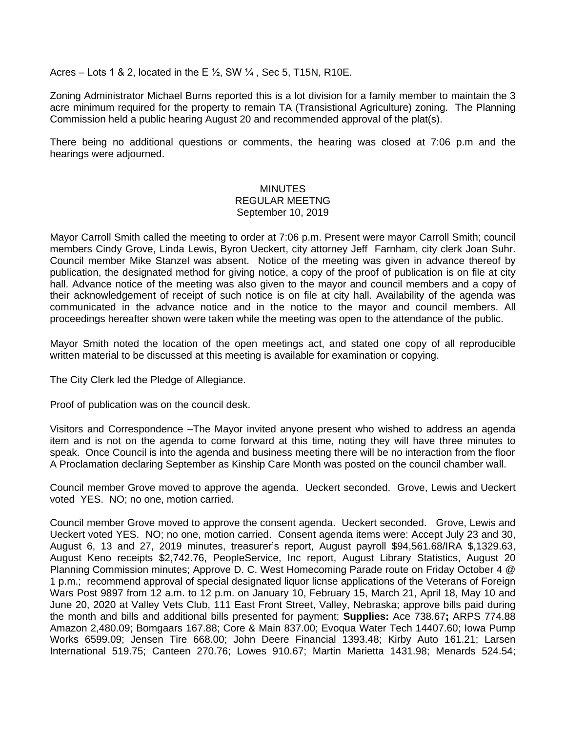Acres – Lots 1 & 2, located in the E ½, SW ¼ , Sec 5, T15N, R10E.

Zoning Administrator Michael Burns reported this is a lot division for a family member to maintain the 3 acre minimum required for the property to remain TA (Transistional Agriculture) zoning. The Planning Commission held a public hearing August 20 and recommended approval of the plat(s).

There being no additional questions or comments, the hearing was closed at 7:06 p.m and the hearings were adjourned.

MINUTES
REGULAR MEETNG
September 10, 2019

Mayor Carroll Smith called the meeting to order at 7:06 p.m. Present were mayor Carroll Smith; council members Cindy Grove, Linda Lewis, Byron Ueckert, city attorney Jeff Farnham, city clerk Joan Suhr. Council member Mike Stanzel was absent. Notice of the meeting was given in advance thereof by publication, the designated method for giving notice, a copy of the proof of publication is on file at city hall. Advance notice of the meeting was also given to the mayor and council members and a copy of their acknowledgement of receipt of such notice is on file at city hall. Availability of the agenda was communicated in the advance notice and in the notice to the mayor and council members. All proceedings hereafter shown were taken while the meeting was open to the attendance of the public.

Mayor Smith noted the location of the open meetings act, and stated one copy of all reproducible written material to be discussed at this meeting is available for examination or copying.

The City Clerk led the Pledge of Allegiance.

Proof of publication was on the council desk.

Visitors and Correspondence –The Mayor invited anyone present who wished to address an agenda item and is not on the agenda to come forward at this time, noting they will have three minutes to speak. Once Council is into the agenda and business meeting there will be no interaction from the floor A Proclamation declaring September as Kinship Care Month was posted on the council chamber wall.

Council member Grove moved to approve the agenda. Ueckert seconded. Grove, Lewis and Ueckert voted YES. NO; no one, motion carried.

Council member Grove moved to approve the consent agenda. Ueckert seconded. Grove, Lewis and Ueckert voted YES. NO; no one, motion carried. Consent agenda items were: Accept July 23 and 30, August 6, 13 and 27, 2019 minutes, treasurer's report, August payroll $94,561.68/IRA $,1329.63, August Keno receipts $2,742.76, PeopleService, Inc report, August Library Statistics, August 20 Planning Commission minutes; Approve D. C. West Homecoming Parade route on Friday October 4 @ 1 p.m.; recommend approval of special designated liquor licnse applications of the Veterans of Foreign Wars Post 9897 from 12 a.m. to 12 p.m. on January 10, February 15, March 21, April 18, May 10 and June 20, 2020 at Valley Vets Club, 111 East Front Street, Valley, Nebraska; approve bills paid during the month and bills and additional bills presented for payment; **Supplies:** Ace 738.67**;** ARPS 774.88 Amazon 2,480.09; Bomgaars 167.88; Core & Main 837.00; Evoqua Water Tech 14407.60; Iowa Pump Works 6599.09; Jensen Tire 668.00; John Deere Financial 1393.48; Kirby Auto 161.21; Larsen International 519.75; Canteen 270.76; Lowes 910.67; Martin Marietta 1431.98; Menards 524.54;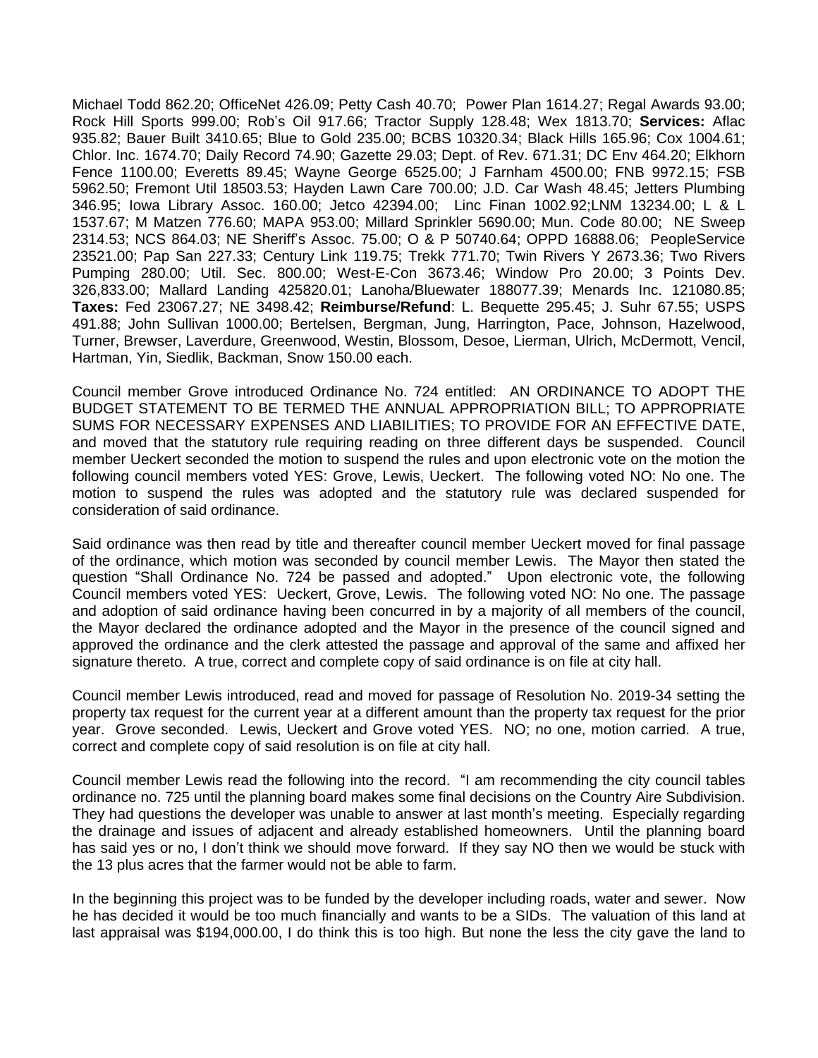Michael Todd 862.20; OfficeNet 426.09; Petty Cash 40.70; Power Plan 1614.27; Regal Awards 93.00; Rock Hill Sports 999.00; Rob's Oil 917.66; Tractor Supply 128.48; Wex 1813.70; **Services:** Aflac 935.82; Bauer Built 3410.65; Blue to Gold 235.00; BCBS 10320.34; Black Hills 165.96; Cox 1004.61; Chlor. Inc. 1674.70; Daily Record 74.90; Gazette 29.03; Dept. of Rev. 671.31; DC Env 464.20; Elkhorn Fence 1100.00; Everetts 89.45; Wayne George 6525.00; J Farnham 4500.00; FNB 9972.15; FSB 5962.50; Fremont Util 18503.53; Hayden Lawn Care 700.00; J.D. Car Wash 48.45; Jetters Plumbing 346.95; Iowa Library Assoc. 160.00; Jetco 42394.00; Linc Finan 1002.92;LNM 13234.00; L & L 1537.67; M Matzen 776.60; MAPA 953.00; Millard Sprinkler 5690.00; Mun. Code 80.00; NE Sweep 2314.53; NCS 864.03; NE Sheriff's Assoc. 75.00; O & P 50740.64; OPPD 16888.06; PeopleService 23521.00; Pap San 227.33; Century Link 119.75; Trekk 771.70; Twin Rivers Y 2673.36; Two Rivers Pumping 280.00; Util. Sec. 800.00; West-E-Con 3673.46; Window Pro 20.00; 3 Points Dev. 326,833.00; Mallard Landing 425820.01; Lanoha/Bluewater 188077.39; Menards Inc. 121080.85; **Taxes:** Fed 23067.27; NE 3498.42; **Reimburse/Refund**: L. Bequette 295.45; J. Suhr 67.55; USPS 491.88; John Sullivan 1000.00; Bertelsen, Bergman, Jung, Harrington, Pace, Johnson, Hazelwood, Turner, Brewser, Laverdure, Greenwood, Westin, Blossom, Desoe, Lierman, Ulrich, McDermott, Vencil, Hartman, Yin, Siedlik, Backman, Snow 150.00 each.

Council member Grove introduced Ordinance No. 724 entitled: AN ORDINANCE TO ADOPT THE BUDGET STATEMENT TO BE TERMED THE ANNUAL APPROPRIATION BILL; TO APPROPRIATE SUMS FOR NECESSARY EXPENSES AND LIABILITIES; TO PROVIDE FOR AN EFFECTIVE DATE, and moved that the statutory rule requiring reading on three different days be suspended. Council member Ueckert seconded the motion to suspend the rules and upon electronic vote on the motion the following council members voted YES: Grove, Lewis, Ueckert. The following voted NO: No one. The motion to suspend the rules was adopted and the statutory rule was declared suspended for consideration of said ordinance.

Said ordinance was then read by title and thereafter council member Ueckert moved for final passage of the ordinance, which motion was seconded by council member Lewis. The Mayor then stated the question "Shall Ordinance No. 724 be passed and adopted." Upon electronic vote, the following Council members voted YES: Ueckert, Grove, Lewis. The following voted NO: No one. The passage and adoption of said ordinance having been concurred in by a majority of all members of the council, the Mayor declared the ordinance adopted and the Mayor in the presence of the council signed and approved the ordinance and the clerk attested the passage and approval of the same and affixed her signature thereto. A true, correct and complete copy of said ordinance is on file at city hall.

Council member Lewis introduced, read and moved for passage of Resolution No. 2019-34 setting the property tax request for the current year at a different amount than the property tax request for the prior year. Grove seconded. Lewis, Ueckert and Grove voted YES. NO; no one, motion carried. A true, correct and complete copy of said resolution is on file at city hall.

Council member Lewis read the following into the record. "I am recommending the city council tables ordinance no. 725 until the planning board makes some final decisions on the Country Aire Subdivision. They had questions the developer was unable to answer at last month's meeting. Especially regarding the drainage and issues of adjacent and already established homeowners. Until the planning board has said yes or no, I don't think we should move forward. If they say NO then we would be stuck with the 13 plus acres that the farmer would not be able to farm.

In the beginning this project was to be funded by the developer including roads, water and sewer. Now he has decided it would be too much financially and wants to be a SIDs. The valuation of this land at last appraisal was $194,000.00, I do think this is too high. But none the less the city gave the land to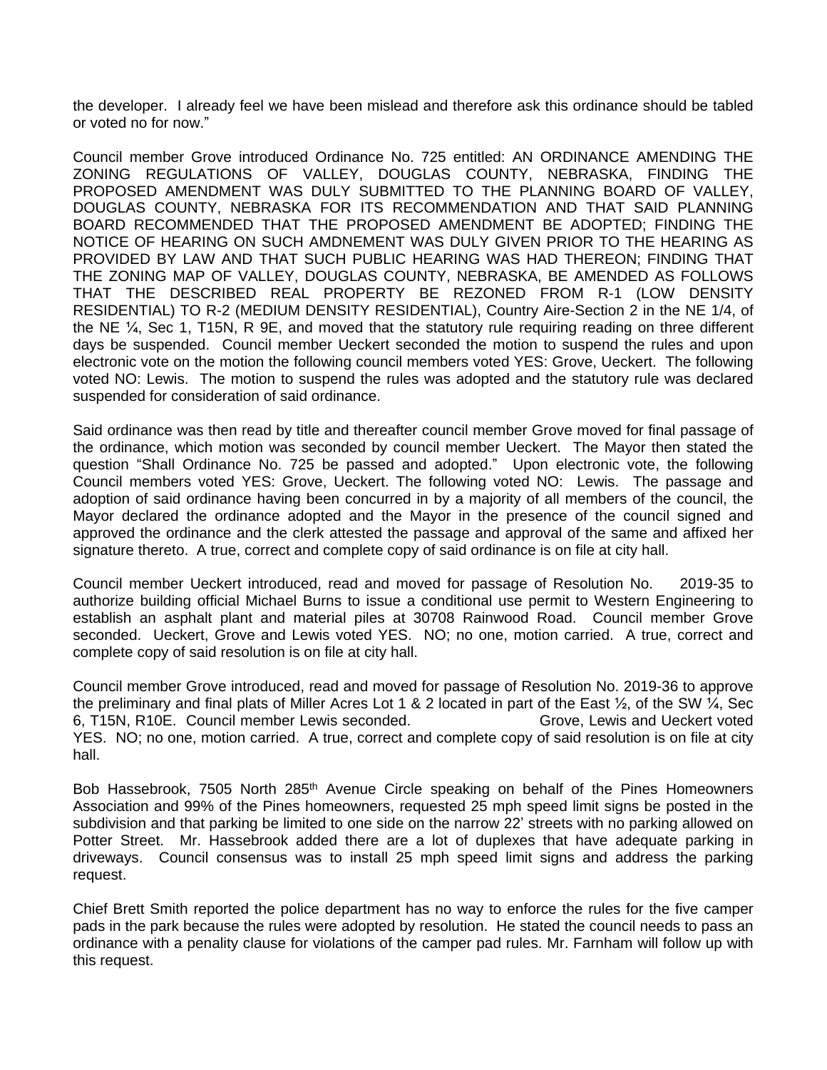the developer. I already feel we have been mislead and therefore ask this ordinance should be tabled or voted no for now."

Council member Grove introduced Ordinance No. 725 entitled: AN ORDINANCE AMENDING THE ZONING REGULATIONS OF VALLEY, DOUGLAS COUNTY, NEBRASKA, FINDING THE PROPOSED AMENDMENT WAS DULY SUBMITTED TO THE PLANNING BOARD OF VALLEY, DOUGLAS COUNTY, NEBRASKA FOR ITS RECOMMENDATION AND THAT SAID PLANNING BOARD RECOMMENDED THAT THE PROPOSED AMENDMENT BE ADOPTED; FINDING THE NOTICE OF HEARING ON SUCH AMDNEMENT WAS DULY GIVEN PRIOR TO THE HEARING AS PROVIDED BY LAW AND THAT SUCH PUBLIC HEARING WAS HAD THEREON; FINDING THAT THE ZONING MAP OF VALLEY, DOUGLAS COUNTY, NEBRASKA, BE AMENDED AS FOLLOWS THAT THE DESCRIBED REAL PROPERTY BE REZONED FROM R-1 (LOW DENSITY RESIDENTIAL) TO R-2 (MEDIUM DENSITY RESIDENTIAL), Country Aire-Section 2 in the NE 1/4, of the NE ¼, Sec 1, T15N, R 9E, and moved that the statutory rule requiring reading on three different days be suspended. Council member Ueckert seconded the motion to suspend the rules and upon electronic vote on the motion the following council members voted YES: Grove, Ueckert. The following voted NO: Lewis. The motion to suspend the rules was adopted and the statutory rule was declared suspended for consideration of said ordinance.

Said ordinance was then read by title and thereafter council member Grove moved for final passage of the ordinance, which motion was seconded by council member Ueckert. The Mayor then stated the question "Shall Ordinance No. 725 be passed and adopted." Upon electronic vote, the following Council members voted YES: Grove, Ueckert. The following voted NO: Lewis. The passage and adoption of said ordinance having been concurred in by a majority of all members of the council, the Mayor declared the ordinance adopted and the Mayor in the presence of the council signed and approved the ordinance and the clerk attested the passage and approval of the same and affixed her signature thereto. A true, correct and complete copy of said ordinance is on file at city hall.

Council member Ueckert introduced, read and moved for passage of Resolution No. 2019-35 to authorize building official Michael Burns to issue a conditional use permit to Western Engineering to establish an asphalt plant and material piles at 30708 Rainwood Road. Council member Grove seconded. Ueckert, Grove and Lewis voted YES. NO; no one, motion carried. A true, correct and complete copy of said resolution is on file at city hall.

Council member Grove introduced, read and moved for passage of Resolution No. 2019-36 to approve the preliminary and final plats of Miller Acres Lot 1 & 2 located in part of the East ½, of the SW ¼, Sec 6, T15N, R10E. Council member Lewis seconded. Grove, Lewis and Ueckert voted YES. NO; no one, motion carried. A true, correct and complete copy of said resolution is on file at city hall.

Bob Hassebrook, 7505 North 285th Avenue Circle speaking on behalf of the Pines Homeowners Association and 99% of the Pines homeowners, requested 25 mph speed limit signs be posted in the subdivision and that parking be limited to one side on the narrow 22' streets with no parking allowed on Potter Street. Mr. Hassebrook added there are a lot of duplexes that have adequate parking in driveways. Council consensus was to install 25 mph speed limit signs and address the parking request.

Chief Brett Smith reported the police department has no way to enforce the rules for the five camper pads in the park because the rules were adopted by resolution. He stated the council needs to pass an ordinance with a penality clause for violations of the camper pad rules. Mr. Farnham will follow up with this request.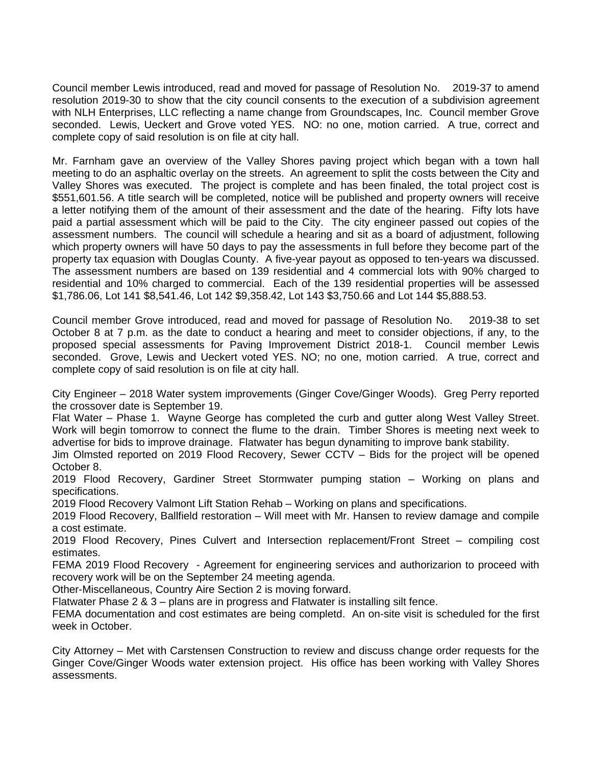Council member Lewis introduced, read and moved for passage of Resolution No. 2019-37 to amend resolution 2019-30 to show that the city council consents to the execution of a subdivision agreement with NLH Enterprises, LLC reflecting a name change from Groundscapes, Inc. Council member Grove seconded. Lewis, Ueckert and Grove voted YES. NO: no one, motion carried. A true, correct and complete copy of said resolution is on file at city hall.

Mr. Farnham gave an overview of the Valley Shores paving project which began with a town hall meeting to do an asphaltic overlay on the streets. An agreement to split the costs between the City and Valley Shores was executed. The project is complete and has been finaled, the total project cost is $551,601.56. A title search will be completed, notice will be published and property owners will receive a letter notifying them of the amount of their assessment and the date of the hearing. Fifty lots have paid a partial assessment which will be paid to the City. The city engineer passed out copies of the assessment numbers. The council will schedule a hearing and sit as a board of adjustment, following which property owners will have 50 days to pay the assessments in full before they become part of the property tax equasion with Douglas County. A five-year payout as opposed to ten-years wa discussed. The assessment numbers are based on 139 residential and 4 commercial lots with 90% charged to residential and 10% charged to commercial. Each of the 139 residential properties will be assessed $1,786.06, Lot 141 $8,541.46, Lot 142 $9,358.42, Lot 143 $3,750.66 and Lot 144 $5,888.53.

Council member Grove introduced, read and moved for passage of Resolution No. 2019-38 to set October 8 at 7 p.m. as the date to conduct a hearing and meet to consider objections, if any, to the proposed special assessments for Paving Improvement District 2018-1. Council member Lewis seconded. Grove, Lewis and Ueckert voted YES. NO; no one, motion carried. A true, correct and complete copy of said resolution is on file at city hall.

City Engineer – 2018 Water system improvements (Ginger Cove/Ginger Woods). Greg Perry reported the crossover date is September 19.
Flat Water – Phase 1. Wayne George has completed the curb and gutter along West Valley Street. Work will begin tomorrow to connect the flume to the drain. Timber Shores is meeting next week to advertise for bids to improve drainage. Flatwater has begun dynamiting to improve bank stability.
Jim Olmsted reported on 2019 Flood Recovery, Sewer CCTV – Bids for the project will be opened October 8.
2019 Flood Recovery, Gardiner Street Stormwater pumping station – Working on plans and specifications.
2019 Flood Recovery Valmont Lift Station Rehab – Working on plans and specifications.
2019 Flood Recovery, Ballfield restoration – Will meet with Mr. Hansen to review damage and compile a cost estimate.
2019 Flood Recovery, Pines Culvert and Intersection replacement/Front Street – compiling cost estimates.
FEMA 2019 Flood Recovery - Agreement for engineering services and authorizarion to proceed with recovery work will be on the September 24 meeting agenda.
Other-Miscellaneous, Country Aire Section 2 is moving forward.
Flatwater Phase 2 & 3 – plans are in progress and Flatwater is installing silt fence.
FEMA documentation and cost estimates are being completd. An on-site visit is scheduled for the first week in October.

City Attorney – Met with Carstensen Construction to review and discuss change order requests for the Ginger Cove/Ginger Woods water extension project. His office has been working with Valley Shores assessments.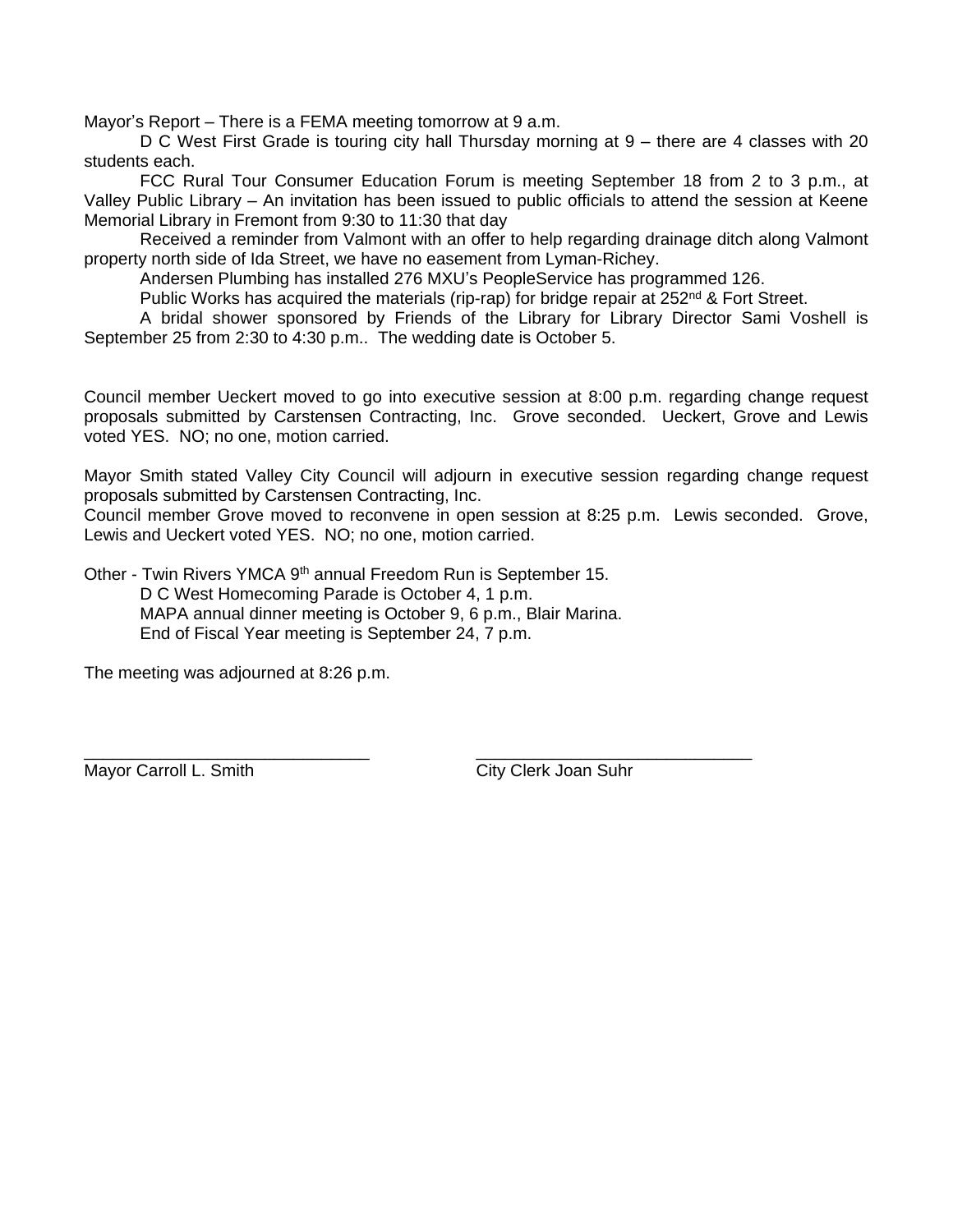Mayor's Report – There is a FEMA meeting tomorrow at 9 a.m.

D C West First Grade is touring city hall Thursday morning at 9 – there are 4 classes with 20 students each.

FCC Rural Tour Consumer Education Forum is meeting September 18 from 2 to 3 p.m., at Valley Public Library – An invitation has been issued to public officials to attend the session at Keene Memorial Library in Fremont from 9:30 to 11:30 that day

Received a reminder from Valmont with an offer to help regarding drainage ditch along Valmont property north side of Ida Street, we have no easement from Lyman-Richey.

Andersen Plumbing has installed 276 MXU's PeopleService has programmed 126.

Public Works has acquired the materials (rip-rap) for bridge repair at 252nd & Fort Street.

A bridal shower sponsored by Friends of the Library for Library Director Sami Voshell is September 25 from 2:30 to 4:30 p.m.. The wedding date is October 5.

Council member Ueckert moved to go into executive session at 8:00 p.m. regarding change request proposals submitted by Carstensen Contracting, Inc. Grove seconded. Ueckert, Grove and Lewis voted YES. NO; no one, motion carried.

Mayor Smith stated Valley City Council will adjourn in executive session regarding change request proposals submitted by Carstensen Contracting, Inc.
Council member Grove moved to reconvene in open session at 8:25 p.m. Lewis seconded. Grove, Lewis and Ueckert voted YES. NO; no one, motion carried.

Other - Twin Rivers YMCA 9th annual Freedom Run is September 15.
D C West Homecoming Parade is October 4, 1 p.m.
MAPA annual dinner meeting is October 9, 6 p.m., Blair Marina.
End of Fiscal Year meeting is September 24, 7 p.m.

The meeting was adjourned at 8:26 p.m.

\_\_\_\_\_\_\_\_\_\_\_\_\_\_\_\_\_\_\_\_\_\_\_\_\_\_\_\_\_\_ \_\_\_\_\_\_\_\_\_\_\_\_\_\_\_\_\_\_\_\_\_\_\_\_\_\_\_\_\_\_
Mayor Carroll L. Smith City Clerk Joan Suhr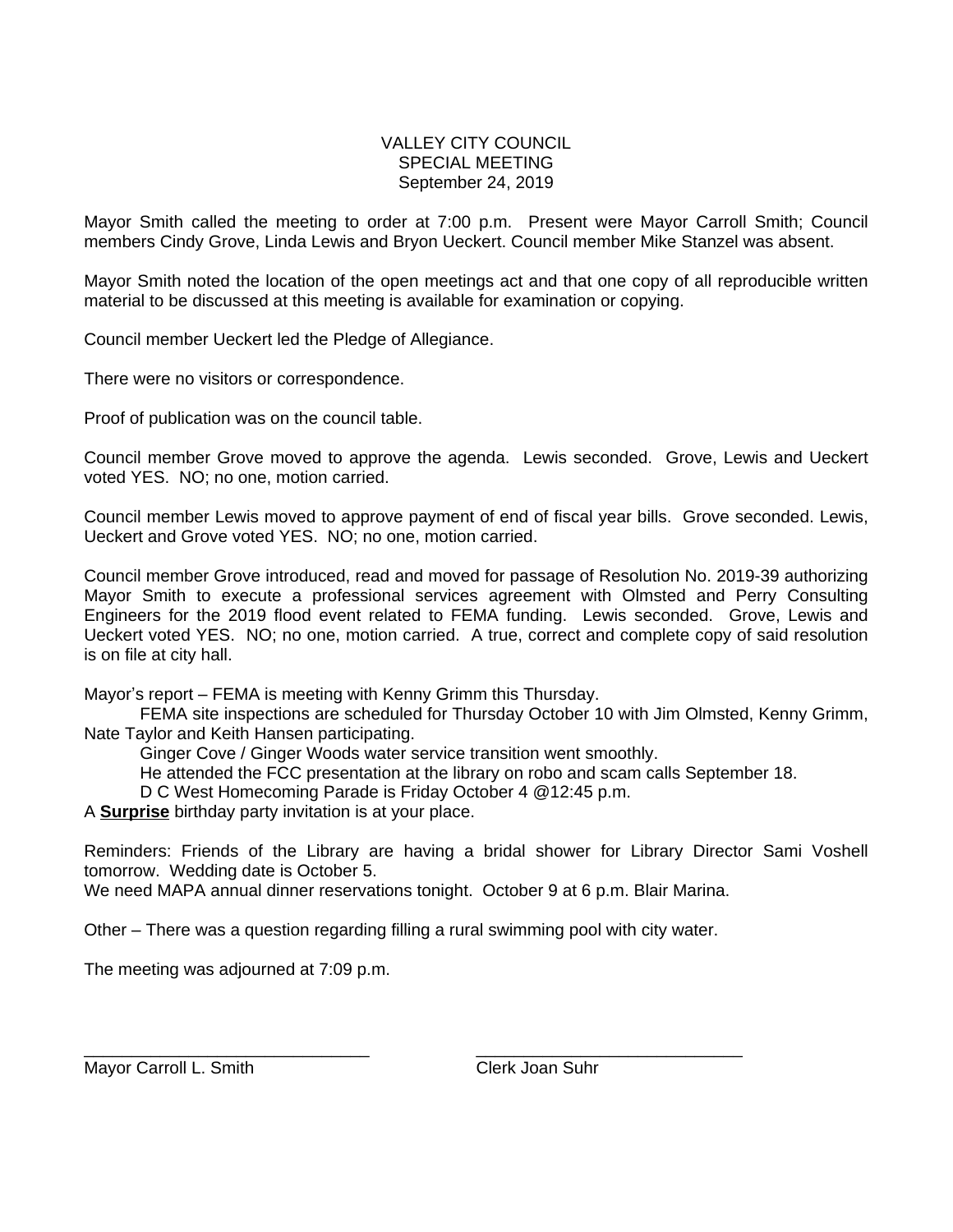VALLEY CITY COUNCIL
SPECIAL MEETING
September 24, 2019

Mayor Smith called the meeting to order at 7:00 p.m. Present were Mayor Carroll Smith; Council members Cindy Grove, Linda Lewis and Bryon Ueckert. Council member Mike Stanzel was absent.

Mayor Smith noted the location of the open meetings act and that one copy of all reproducible written material to be discussed at this meeting is available for examination or copying.

Council member Ueckert led the Pledge of Allegiance.

There were no visitors or correspondence.

Proof of publication was on the council table.

Council member Grove moved to approve the agenda. Lewis seconded. Grove, Lewis and Ueckert voted YES. NO; no one, motion carried.

Council member Lewis moved to approve payment of end of fiscal year bills. Grove seconded. Lewis, Ueckert and Grove voted YES. NO; no one, motion carried.

Council member Grove introduced, read and moved for passage of Resolution No. 2019-39 authorizing Mayor Smith to execute a professional services agreement with Olmsted and Perry Consulting Engineers for the 2019 flood event related to FEMA funding. Lewis seconded. Grove, Lewis and Ueckert voted YES. NO; no one, motion carried. A true, correct and complete copy of said resolution is on file at city hall.

Mayor's report – FEMA is meeting with Kenny Grimm this Thursday.
FEMA site inspections are scheduled for Thursday October 10 with Jim Olmsted, Kenny Grimm, Nate Taylor and Keith Hansen participating.
Ginger Cove / Ginger Woods water service transition went smoothly.
He attended the FCC presentation at the library on robo and scam calls September 18.
D C West Homecoming Parade is Friday October 4 @12:45 p.m.
A **Surprise** birthday party invitation is at your place.

Reminders: Friends of the Library are having a bridal shower for Library Director Sami Voshell tomorrow. Wedding date is October 5.
We need MAPA annual dinner reservations tonight. October 9 at 6 p.m. Blair Marina.

Other – There was a question regarding filling a rural swimming pool with city water.

The meeting was adjourned at 7:09 p.m.

______________________________ ______________________________
Mayor Carroll L. Smith Clerk Joan Suhr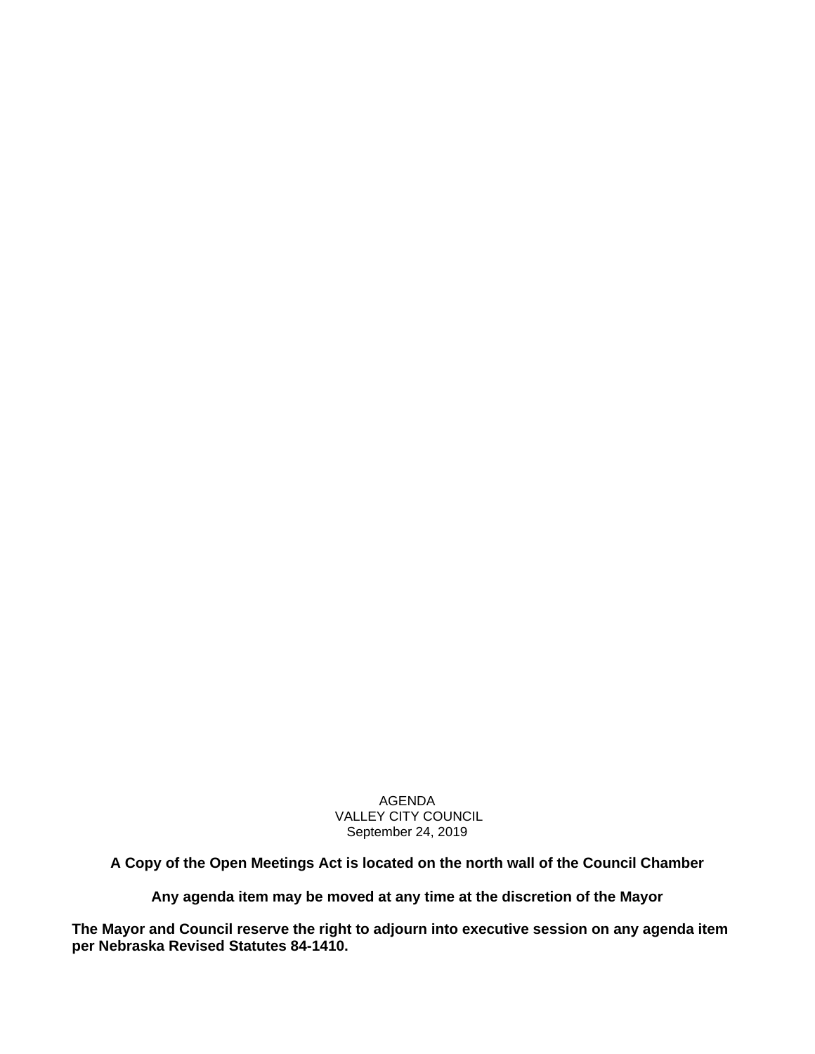AGENDA
VALLEY CITY COUNCIL
September 24, 2019

**A Copy of the Open Meetings Act is located on the north wall of the Council Chamber**

**Any agenda item may be moved at any time at the discretion of the Mayor**

**The Mayor and Council reserve the right to adjourn into executive session on any agenda item per Nebraska Revised Statutes 84-1410.**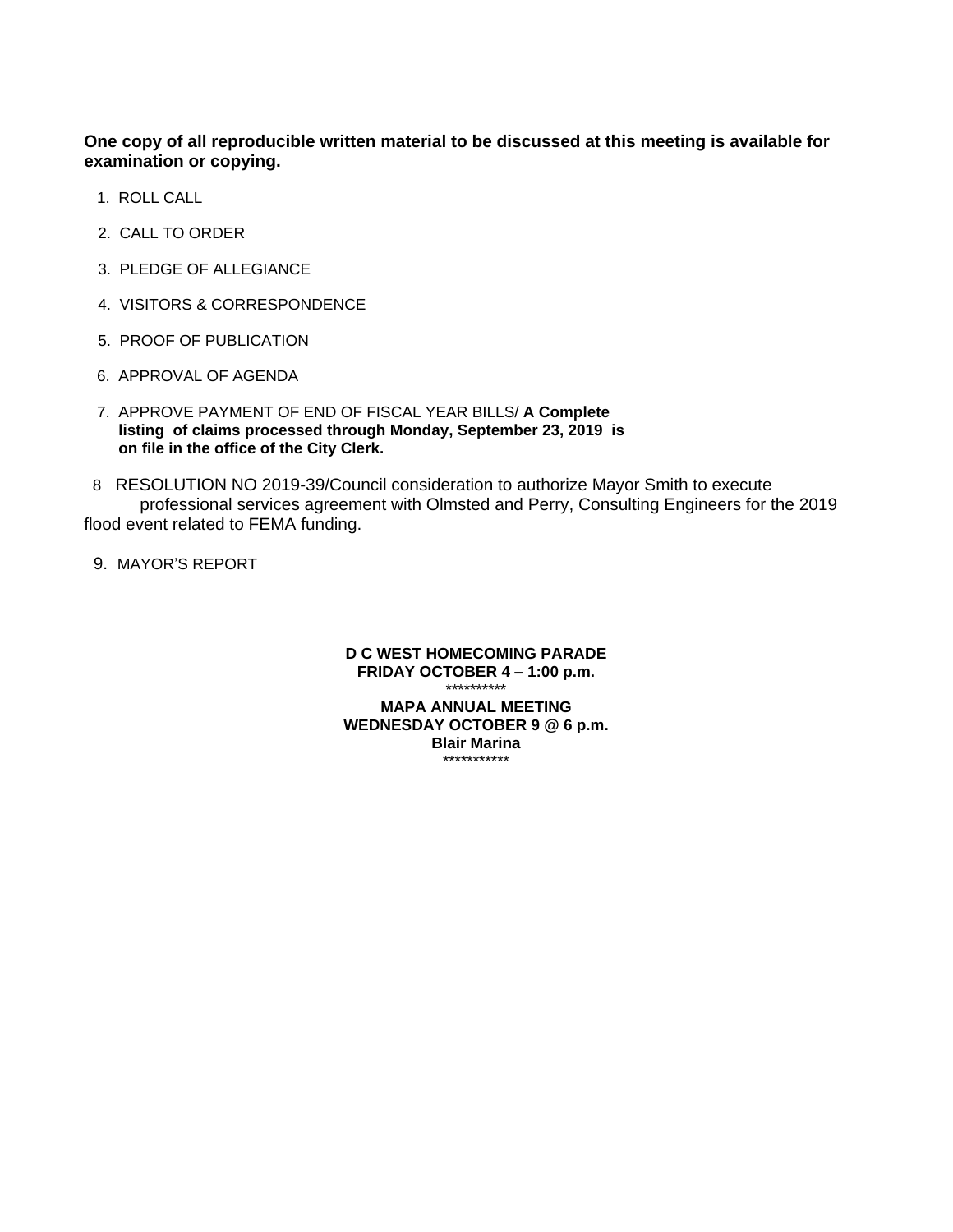**One copy of all reproducible written material to be discussed at this meeting is available for examination or copying.**

1. ROLL CALL

2. CALL TO ORDER

3. PLEDGE OF ALLEGIANCE

4. VISITORS & CORRESPONDENCE

5. PROOF OF PUBLICATION

6. APPROVAL OF AGENDA

7. APPROVE PAYMENT OF END OF FISCAL YEAR BILLS/ **A Complete listing of claims processed through Monday, September 23, 2019 is on file in the office of the City Clerk.**

8 RESOLUTION NO 2019-39/Council consideration to authorize Mayor Smith to execute professional services agreement with Olmsted and Perry, Consulting Engineers for the 2019 flood event related to FEMA funding.

9. MAYOR'S REPORT

**D C WEST HOMECOMING PARADE**
**FRIDAY OCTOBER 4 – 1:00 p.m.**

**********

**MAPA ANNUAL MEETING**
**WEDNESDAY OCTOBER 9 @ 6 p.m.**
**Blair Marina**

***********